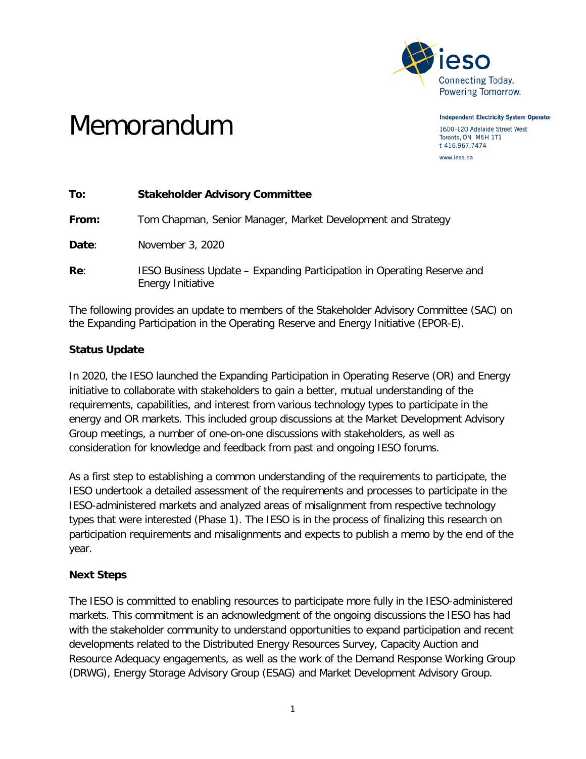Independent Electricity System Operator

1600-120 Adelaide Street West
Toronto, ON M5H 1T1
t 416.967.7474

www.ieso.ca

# Memorandum

**To:** **Stakeholder Advisory Committee**

**From:** Tom Chapman, Senior Manager, Market Development and Strategy

**Date**: November 3, 2020

**Re**: IESO Business Update – Expanding Participation in Operating Reserve and Energy Initiative

The following provides an update to members of the Stakeholder Advisory Committee (SAC) on the Expanding Participation in the Operating Reserve and Energy Initiative (EPOR-E).

**Status Update**

In 2020, the IESO launched the Expanding Participation in Operating Reserve (OR) and Energy initiative to collaborate with stakeholders to gain a better, mutual understanding of the requirements, capabilities, and interest from various technology types to participate in the energy and OR markets. This included group discussions at the Market Development Advisory Group meetings, a number of one-on-one discussions with stakeholders, as well as consideration for knowledge and feedback from past and ongoing IESO forums.

As a first step to establishing a common understanding of the requirements to participate, the IESO undertook a detailed assessment of the requirements and processes to participate in the IESO-administered markets and analyzed areas of misalignment from respective technology types that were interested (Phase 1). The IESO is in the process of finalizing this research on participation requirements and misalignments and expects to publish a memo by the end of the year.

**Next Steps**

The IESO is committed to enabling resources to participate more fully in the IESO-administered markets. This commitment is an acknowledgment of the ongoing discussions the IESO has had with the stakeholder community to understand opportunities to expand participation and recent developments related to the Distributed Energy Resources Survey, Capacity Auction and Resource Adequacy engagements, as well as the work of the Demand Response Working Group (DRWG), Energy Storage Advisory Group (ESAG) and Market Development Advisory Group.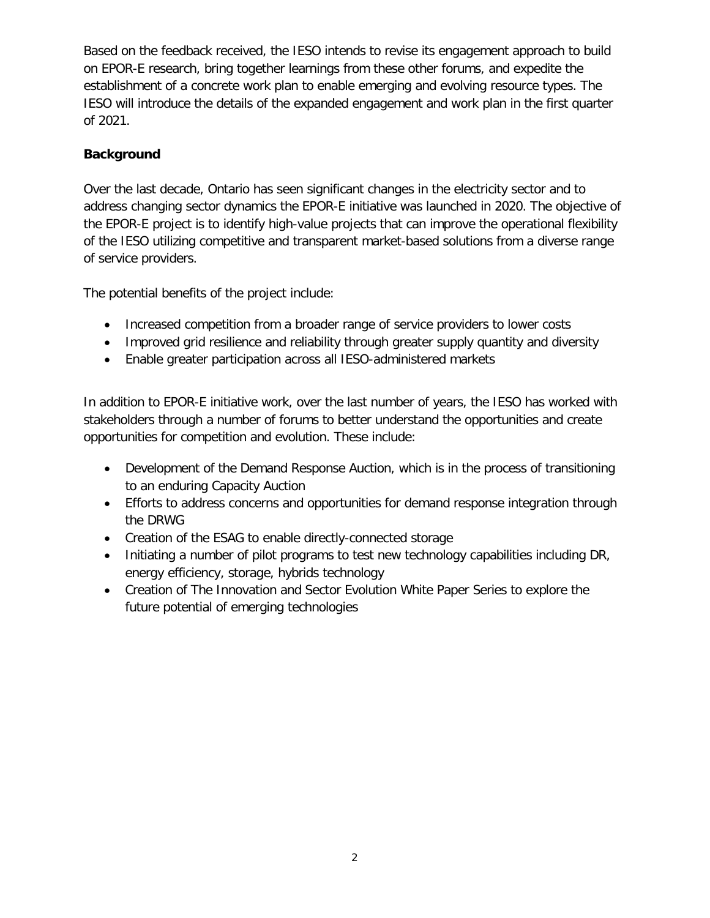Based on the feedback received, the IESO intends to revise its engagement approach to build on EPOR-E research, bring together learnings from these other forums, and expedite the establishment of a concrete work plan to enable emerging and evolving resource types. The IESO will introduce the details of the expanded engagement and work plan in the first quarter of 2021.

**Background**

Over the last decade, Ontario has seen significant changes in the electricity sector and to address changing sector dynamics the EPOR-E initiative was launched in 2020. The objective of the EPOR-E project is to identify high-value projects that can improve the operational flexibility of the IESO utilizing competitive and transparent market-based solutions from a diverse range of service providers.

The potential benefits of the project include:

- Increased competition from a broader range of service providers to lower costs
- Improved grid resilience and reliability through greater supply quantity and diversity
- Enable greater participation across all IESO-administered markets

In addition to EPOR-E initiative work, over the last number of years, the IESO has worked with stakeholders through a number of forums to better understand the opportunities and create opportunities for competition and evolution. These include:

- Development of the Demand Response Auction, which is in the process of transitioning to an enduring Capacity Auction
- Efforts to address concerns and opportunities for demand response integration through the DRWG
- Creation of the ESAG to enable directly-connected storage
- Initiating a number of pilot programs to test new technology capabilities including DR, energy efficiency, storage, hybrids technology
- Creation of The Innovation and Sector Evolution White Paper Series to explore the future potential of emerging technologies